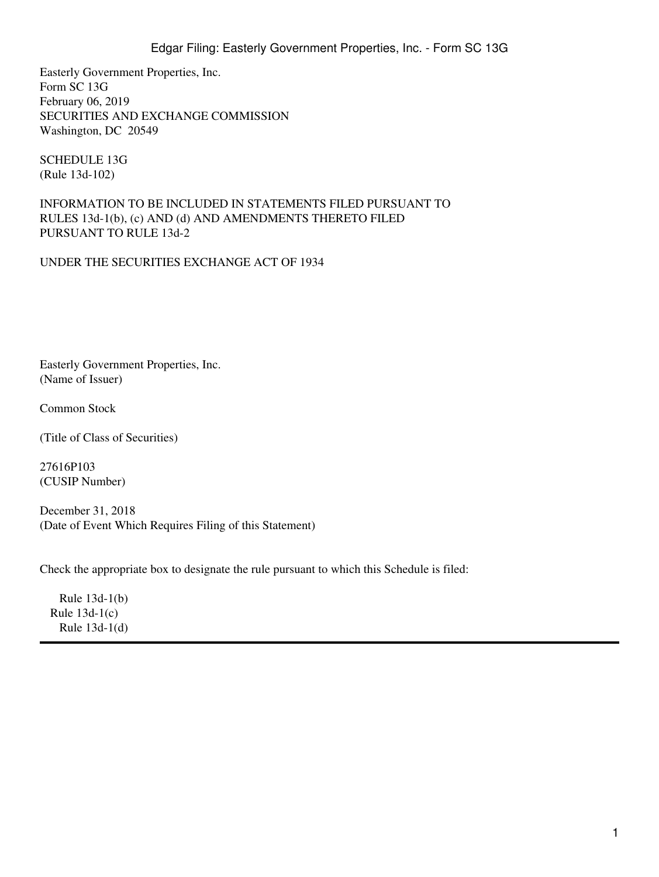Easterly Government Properties, Inc.
Form SC 13G
February 06, 2019
SECURITIES AND EXCHANGE COMMISSION
Washington, DC 20549

SCHEDULE 13G
(Rule 13d-102)

INFORMATION TO BE INCLUDED IN STATEMENTS FILED PURSUANT TO RULES 13d-1(b), (c) AND (d) AND AMENDMENTS THERETO FILED PURSUANT TO RULE 13d-2

UNDER THE SECURITIES EXCHANGE ACT OF 1934

Easterly Government Properties, Inc.
(Name of Issuer)

Common Stock

(Title of Class of Securities)

27616P103
(CUSIP Number)

December 31, 2018
(Date of Event Which Requires Filing of this Statement)

Check the appropriate box to designate the rule pursuant to which this Schedule is filed:

Rule 13d-1(b)
Rule 13d-1(c)
Rule 13d-1(d)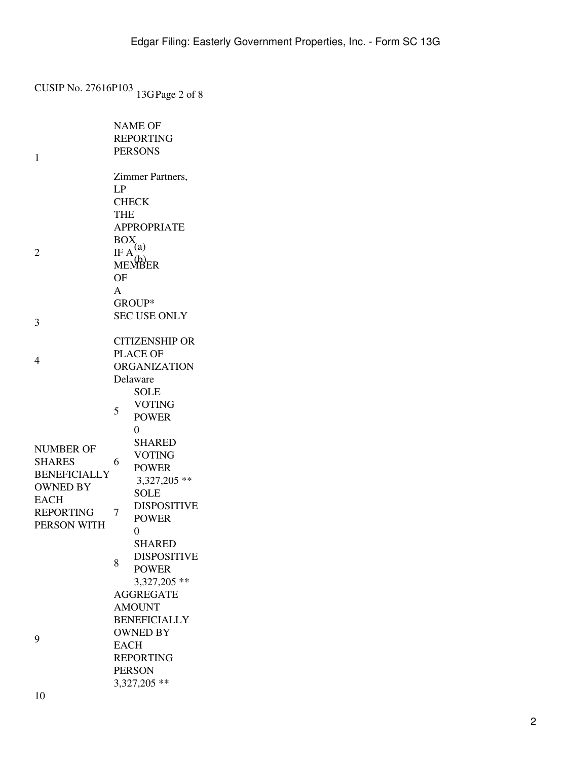CUSIP No. 27616P103 13G Page 2 of 8

| | | | |
|---|---|---|---|
| 1 | NAME OF REPORTING PERSONS<br><br>Zimmer Partners, LP | | |
| 2 | CHECK THE APPROPRIATE BOX IF A MEMBER OF A GROUP* | (a)<br>(b) | |
| 3 | SEC USE ONLY | | |
| 4 | CITIZENSHIP OR PLACE OF ORGANIZATION<br>Delaware | | |
| NUMBER OF SHARES BENEFICIALLY OWNED BY EACH REPORTING PERSON WITH | 5 | SOLE VOTING POWER<br>0 | |
| | 6 | SHARED VOTING POWER<br>3,327,205 ** | |
| | 7 | SOLE DISPOSITIVE POWER<br>0 | |
| | 8 | SHARED DISPOSITIVE POWER<br>3,327,205 ** | |
| 9 | AGGREGATE AMOUNT BENEFICIALLY OWNED BY EACH REPORTING PERSON<br>3,327,205 ** | | |
| 10 | | | |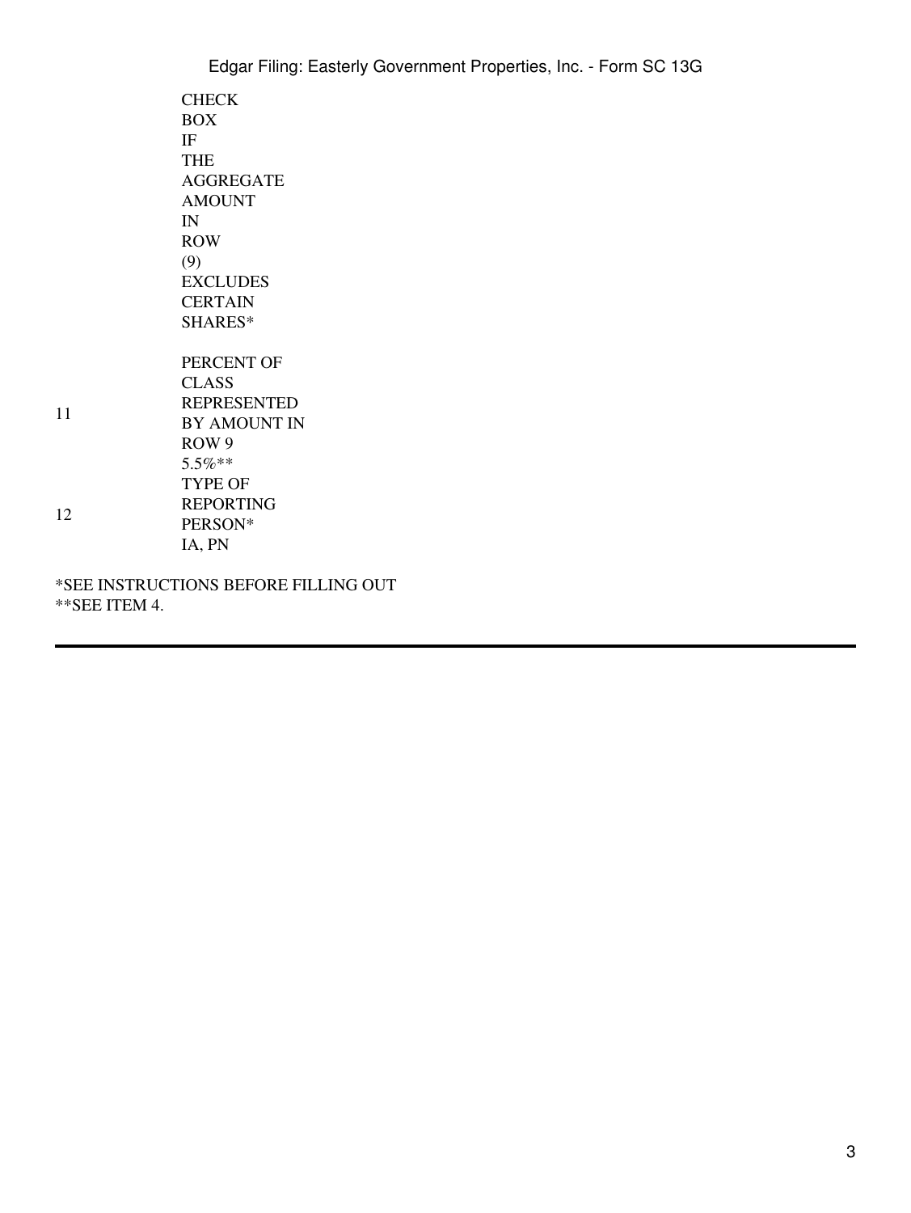| | | |
|---|---|---|
| 10 | CHECK BOX IF THE AGGREGATE AMOUNT IN ROW (9) EXCLUDES CERTAIN SHARES* | |
| 11 | PERCENT OF CLASS REPRESENTED BY AMOUNT IN ROW 9 | 5.5%** |
| 12 | TYPE OF REPORTING PERSON* | IA, PN |

*SEE INSTRUCTIONS BEFORE FILLING OUT
**SEE ITEM 4.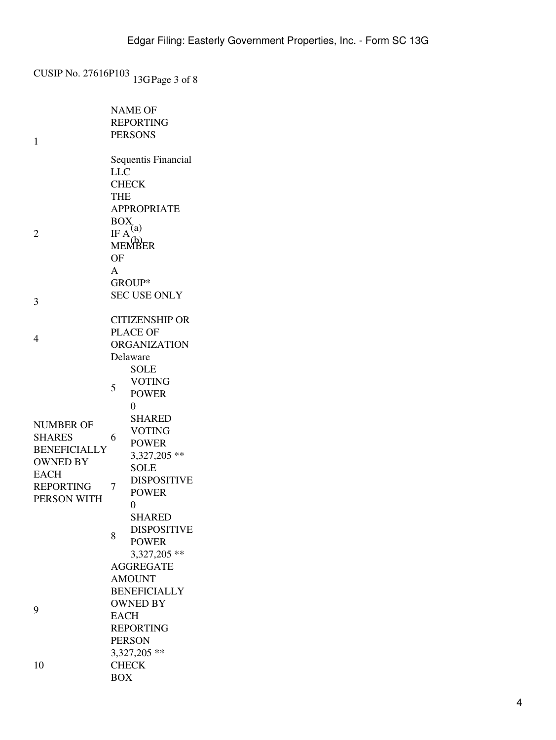CUSIP No. 27616P103 13G Page 3 of 8

| | | | |
|---|---|---|---|
| 1 | NAME OF REPORTING PERSONS<br><br>Sequentis Financial LLC | | |
| 2 | CHECK THE APPROPRIATE BOX IF A MEMBER OF A GROUP* | (a)<br>(b) | |
| 3 | SEC USE ONLY | | |
| 4 | CITIZENSHIP OR PLACE OF ORGANIZATION<br>Delaware | | |
| NUMBER OF SHARES BENEFICIALLY OWNED BY EACH REPORTING PERSON WITH | 5 | SOLE VOTING POWER<br>0 | |
| | 6 | SHARED VOTING POWER<br>3,327,205 ** | |
| | 7 | SOLE DISPOSITIVE POWER<br>0 | |
| | 8 | SHARED DISPOSITIVE POWER<br>3,327,205 ** | |
| 9 | AGGREGATE AMOUNT BENEFICIALLY OWNED BY EACH REPORTING PERSON<br>3,327,205 ** | | |
| 10 | CHECK BOX | | |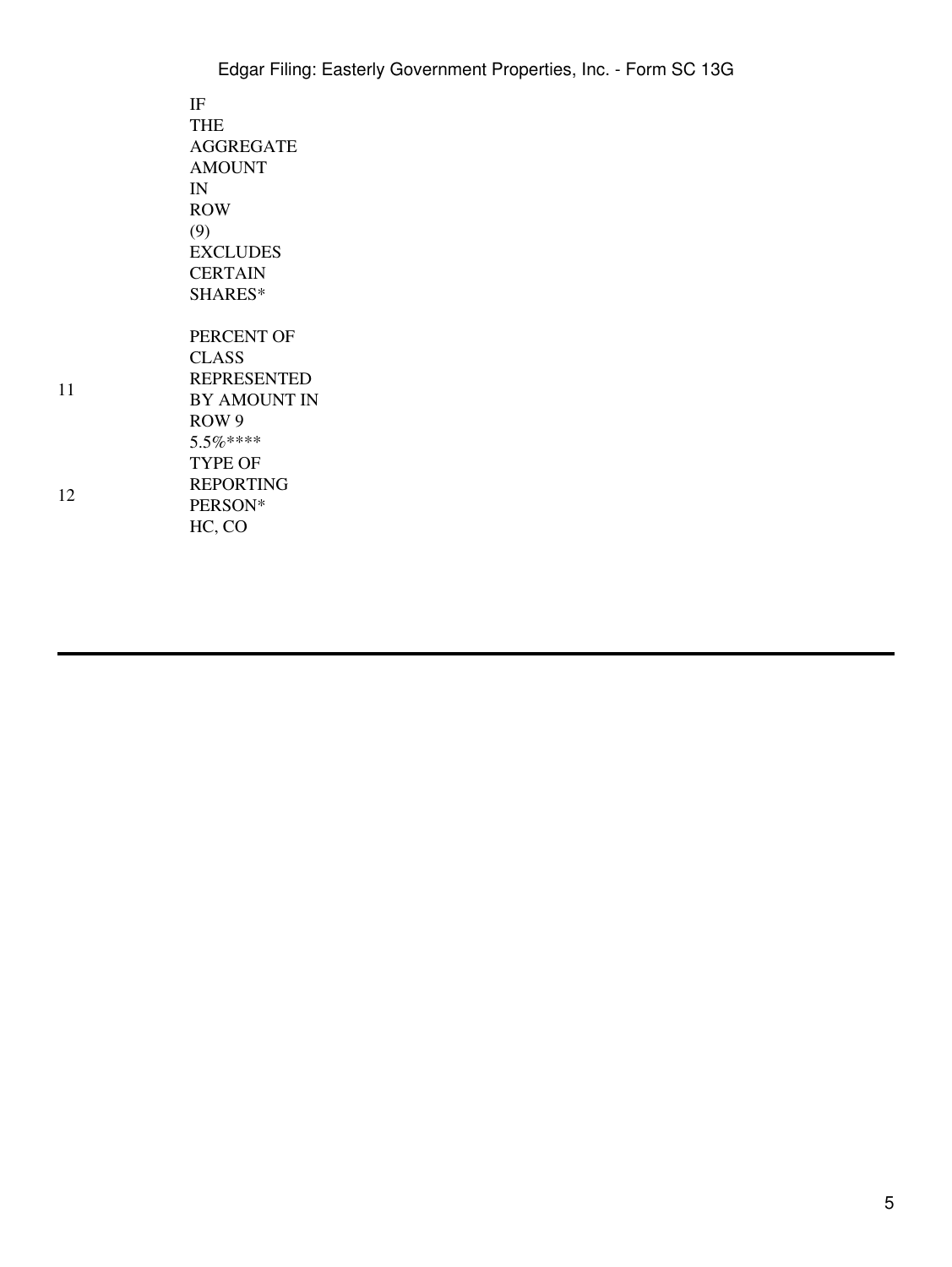| | |
|---|---|
| | IF THE AGGREGATE AMOUNT IN ROW (9) EXCLUDES CERTAIN SHARES* |
| 11 | PERCENT OF CLASS REPRESENTED BY AMOUNT IN ROW 9<br>5.5%**** |
| 12 | TYPE OF REPORTING PERSON*<br>HC, CO |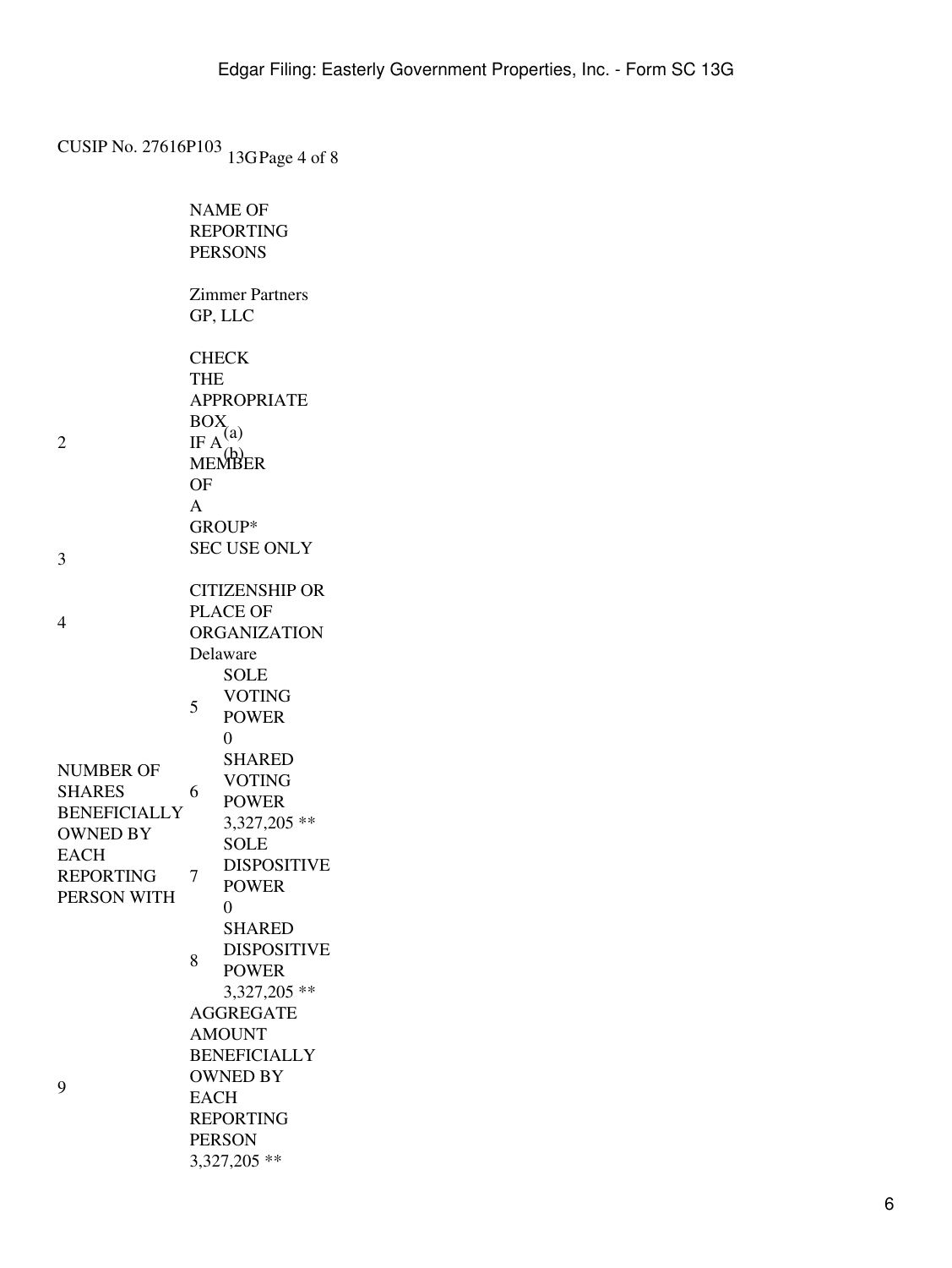CUSIP No. 27616P103 13G Page 4 of 8

| | | |
|---|---|---|
| 1 | NAME OF REPORTING PERSONS<br><br>Zimmer Partners GP, LLC | |
| 2 | CHECK THE APPROPRIATE BOX IF A MEMBER OF A GROUP* | (a)<br>(b) |
| 3 | SEC USE ONLY | |
| 4 | CITIZENSHIP OR PLACE OF ORGANIZATION<br>Delaware | |
| NUMBER OF SHARES BENEFICIALLY OWNED BY EACH REPORTING PERSON WITH | 5 | SOLE VOTING POWER<br>0 |
| | 6 | SHARED VOTING POWER<br>3,327,205 ** |
| | 7 | SOLE DISPOSITIVE POWER<br>0 |
| | 8 | SHARED DISPOSITIVE POWER<br>3,327,205 ** |
| 9 | AGGREGATE AMOUNT BENEFICIALLY OWNED BY EACH REPORTING PERSON<br>3,327,205 ** | |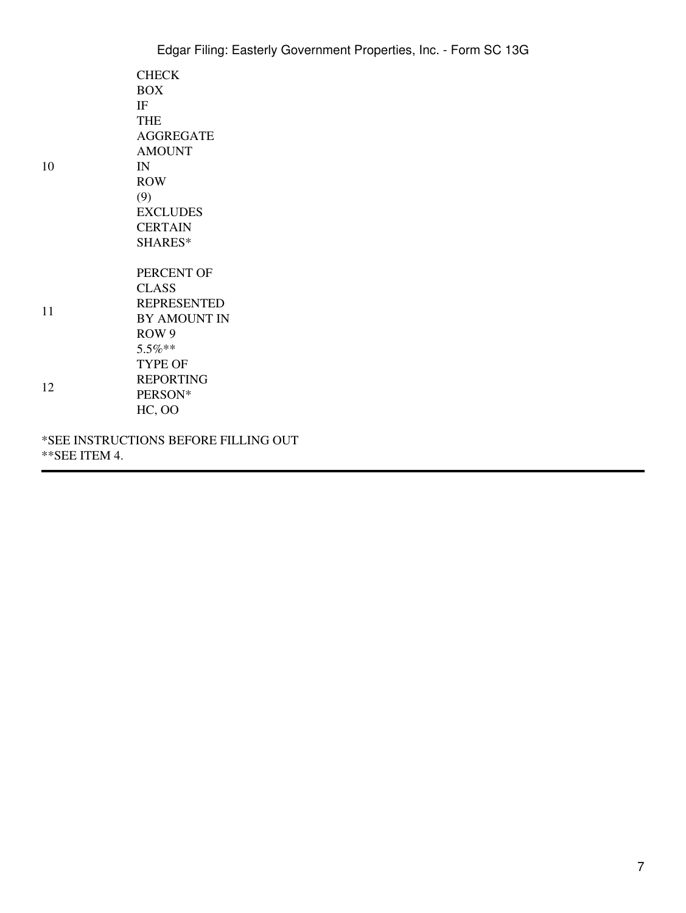| | |
|---|---|
| 10 | CHECK BOX IF THE AGGREGATE AMOUNT IN ROW (9) EXCLUDES CERTAIN SHARES* |
| 11 | PERCENT OF CLASS REPRESENTED BY AMOUNT IN ROW 9<br>5.5%** |
| 12 | TYPE OF REPORTING PERSON*<br>HC, OO |

*SEE INSTRUCTIONS BEFORE FILLING OUT
**SEE ITEM 4.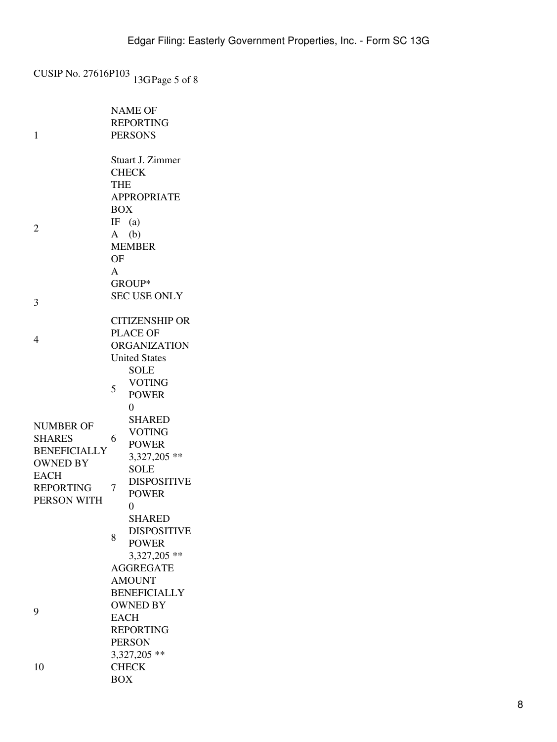CUSIP No. 27616P103 13G Page 5 of 8

| | | | |
|---|---|---|---|
| 1 | NAME OF REPORTING PERSONS<br><br>Stuart J. Zimmer | | |
| 2 | CHECK THE APPROPRIATE BOX IF A MEMBER OF A GROUP* | (a)<br>(b) | |
| 3 | SEC USE ONLY | | |
| 4 | CITIZENSHIP OR PLACE OF ORGANIZATION<br>United States | | |
| NUMBER OF SHARES BENEFICIALLY OWNED BY EACH REPORTING PERSON WITH | 5 | SOLE VOTING POWER<br>0 | |
| | 6 | SHARED VOTING POWER<br>3,327,205 ** | |
| | 7 | SOLE DISPOSITIVE POWER<br>0 | |
| | 8 | SHARED DISPOSITIVE POWER<br>3,327,205 ** | |
| 9 | AGGREGATE AMOUNT BENEFICIALLY OWNED BY EACH REPORTING PERSON<br>3,327,205 ** | | |
| 10 | CHECK BOX | | |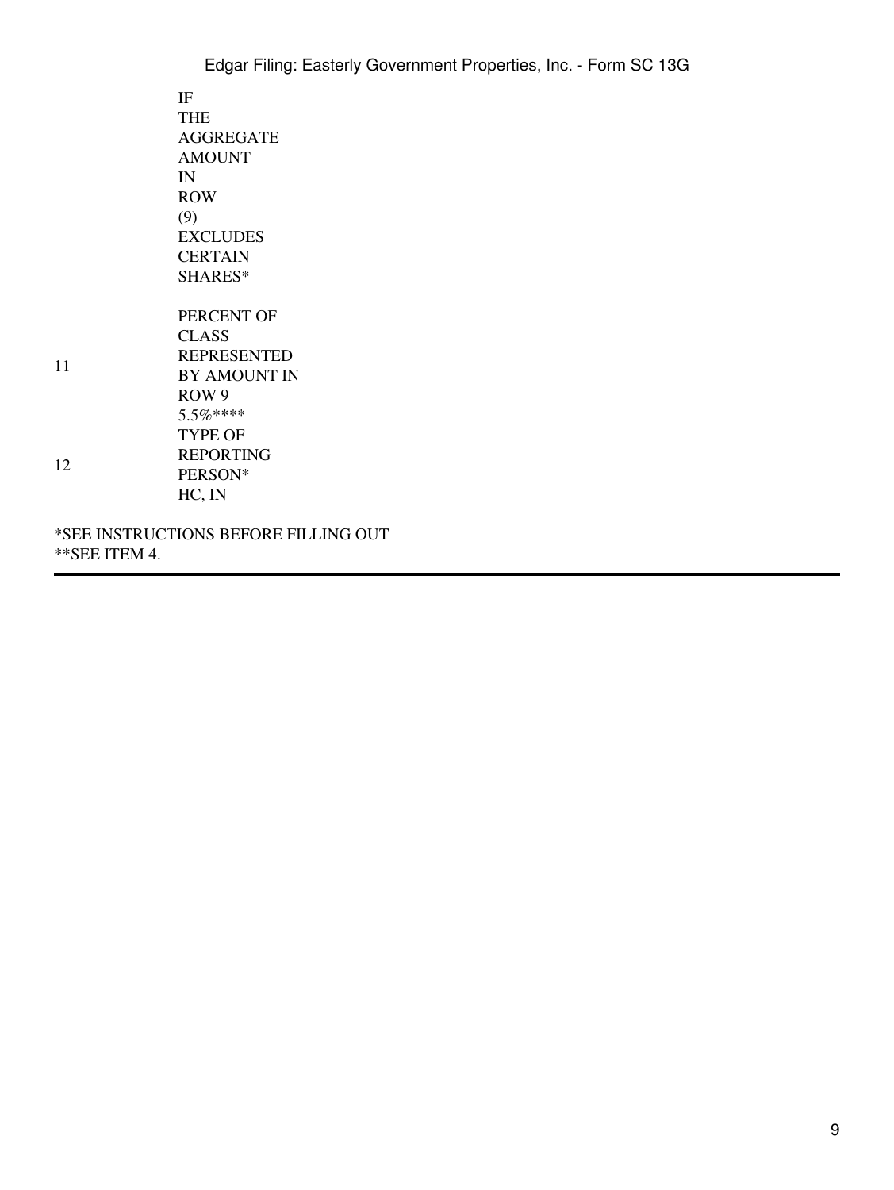| | |
|---|---|
| | IF THE AGGREGATE AMOUNT IN ROW (9) EXCLUDES CERTAIN SHARES* |
| 11 | PERCENT OF CLASS REPRESENTED BY AMOUNT IN ROW 9<br>5.5%**** |
| 12 | TYPE OF REPORTING PERSON*<br>HC, IN |

*SEE INSTRUCTIONS BEFORE FILLING OUT
**SEE ITEM 4.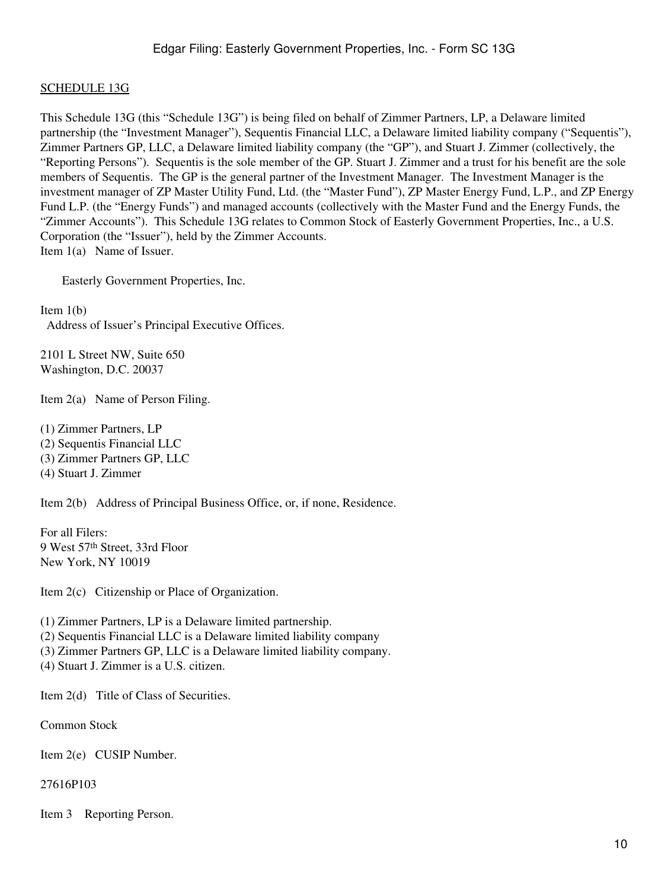SCHEDULE 13G

This Schedule 13G (this "Schedule 13G") is being filed on behalf of Zimmer Partners, LP, a Delaware limited partnership (the "Investment Manager"), Sequentis Financial LLC, a Delaware limited liability company ("Sequentis"), Zimmer Partners GP, LLC, a Delaware limited liability company (the "GP"), and Stuart J. Zimmer (collectively, the "Reporting Persons"). Sequentis is the sole member of the GP. Stuart J. Zimmer and a trust for his benefit are the sole members of Sequentis. The GP is the general partner of the Investment Manager. The Investment Manager is the investment manager of ZP Master Utility Fund, Ltd. (the "Master Fund"), ZP Master Energy Fund, L.P., and ZP Energy Fund L.P. (the "Energy Funds") and managed accounts (collectively with the Master Fund and the Energy Funds, the "Zimmer Accounts"). This Schedule 13G relates to Common Stock of Easterly Government Properties, Inc., a U.S. Corporation (the "Issuer"), held by the Zimmer Accounts.

Item 1(a) Name of Issuer.

Easterly Government Properties, Inc.

Item 1(b) Address of Issuer's Principal Executive Offices.

2101 L Street NW, Suite 650
Washington, D.C. 20037

Item 2(a) Name of Person Filing.

(1) Zimmer Partners, LP
(2) Sequentis Financial LLC
(3) Zimmer Partners GP, LLC
(4) Stuart J. Zimmer

Item 2(b) Address of Principal Business Office, or, if none, Residence.

For all Filers:
9 West 57th Street, 33rd Floor
New York, NY 10019

Item 2(c) Citizenship or Place of Organization.

(1) Zimmer Partners, LP is a Delaware limited partnership.
(2) Sequentis Financial LLC is a Delaware limited liability company
(3) Zimmer Partners GP, LLC is a Delaware limited liability company.
(4) Stuart J. Zimmer is a U.S. citizen.

Item 2(d) Title of Class of Securities.

Common Stock

Item 2(e) CUSIP Number.

27616P103

Item 3 Reporting Person.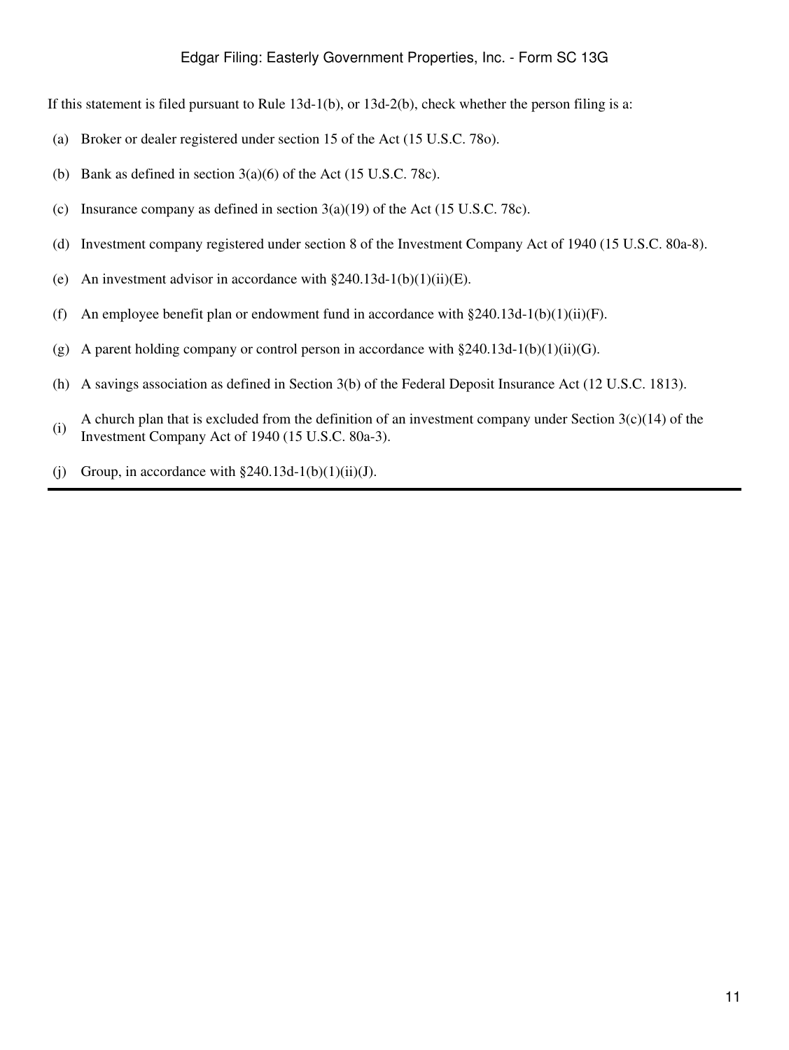If this statement is filed pursuant to Rule 13d-1(b), or 13d-2(b), check whether the person filing is a:

(a) Broker or dealer registered under section 15 of the Act (15 U.S.C. 78o).

(b) Bank as defined in section 3(a)(6) of the Act (15 U.S.C. 78c).

(c) Insurance company as defined in section 3(a)(19) of the Act (15 U.S.C. 78c).

(d) Investment company registered under section 8 of the Investment Company Act of 1940 (15 U.S.C. 80a-8).

(e) An investment advisor in accordance with §240.13d-1(b)(1)(ii)(E).

(f) An employee benefit plan or endowment fund in accordance with §240.13d-1(b)(1)(ii)(F).

(g) A parent holding company or control person in accordance with §240.13d-1(b)(1)(ii)(G).

(h) A savings association as defined in Section 3(b) of the Federal Deposit Insurance Act (12 U.S.C. 1813).

(i) A church plan that is excluded from the definition of an investment company under Section 3(c)(14) of the Investment Company Act of 1940 (15 U.S.C. 80a-3).

(j) Group, in accordance with §240.13d-1(b)(1)(ii)(J).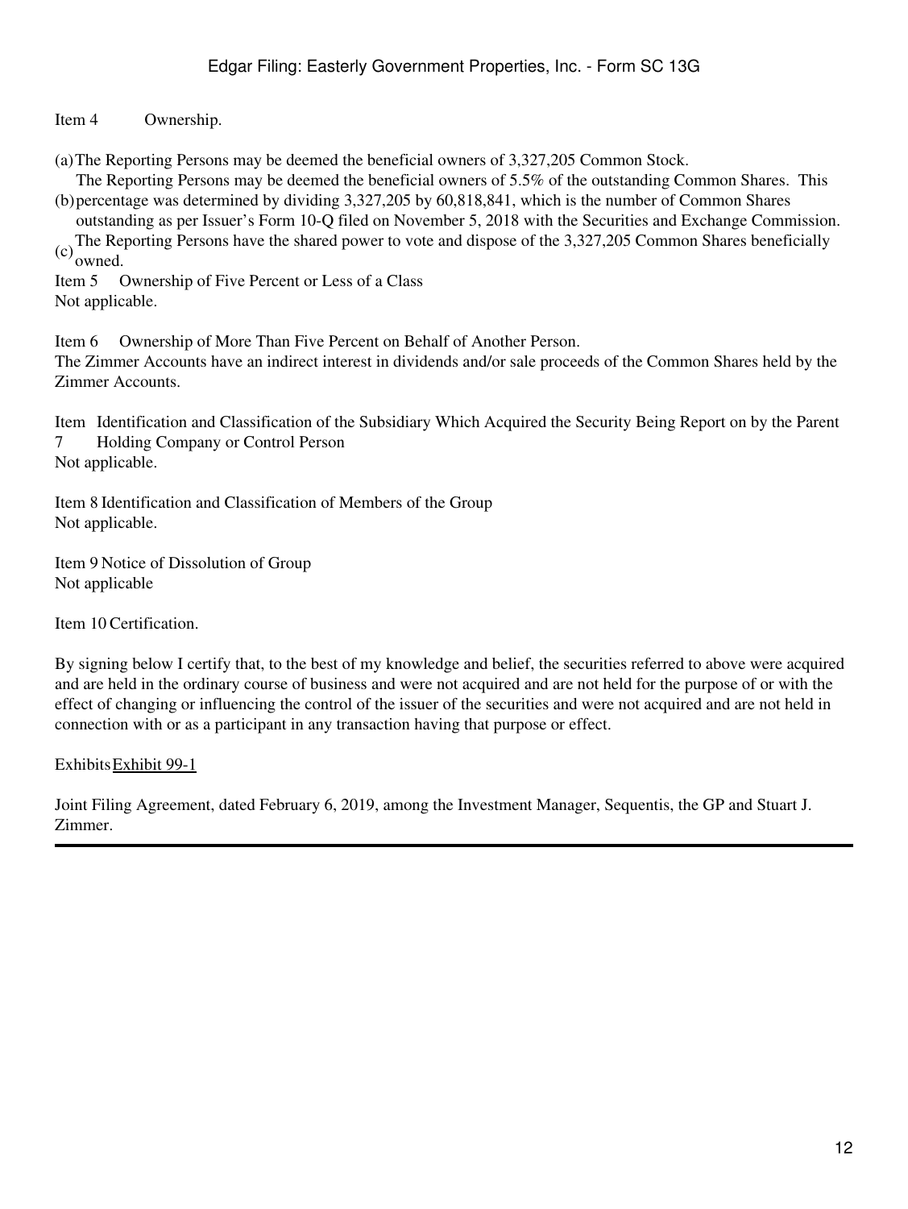Item 4 Ownership.

(a) The Reporting Persons may be deemed the beneficial owners of 3,327,205 Common Stock.

(b) The Reporting Persons may be deemed the beneficial owners of 5.5% of the outstanding Common Shares. This percentage was determined by dividing 3,327,205 by 60,818,841, which is the number of Common Shares outstanding as per Issuer's Form 10-Q filed on November 5, 2018 with the Securities and Exchange Commission.

(c) The Reporting Persons have the shared power to vote and dispose of the 3,327,205 Common Shares beneficially owned.

Item 5 Ownership of Five Percent or Less of a Class

Not applicable.

Item 6 Ownership of More Than Five Percent on Behalf of Another Person.

The Zimmer Accounts have an indirect interest in dividends and/or sale proceeds of the Common Shares held by the Zimmer Accounts.

Item 7 Identification and Classification of the Subsidiary Which Acquired the Security Being Report on by the Parent Holding Company or Control Person

Not applicable.

Item 8 Identification and Classification of Members of the Group

Not applicable.

Item 9 Notice of Dissolution of Group

Not applicable

Item 10 Certification.

By signing below I certify that, to the best of my knowledge and belief, the securities referred to above were acquired and are held in the ordinary course of business and were not acquired and are not held for the purpose of or with the effect of changing or influencing the control of the issuer of the securities and were not acquired and are not held in connection with or as a participant in any transaction having that purpose or effect.

Exhibits Exhibit 99-1

Joint Filing Agreement, dated February 6, 2019, among the Investment Manager, Sequentis, the GP and Stuart J. Zimmer.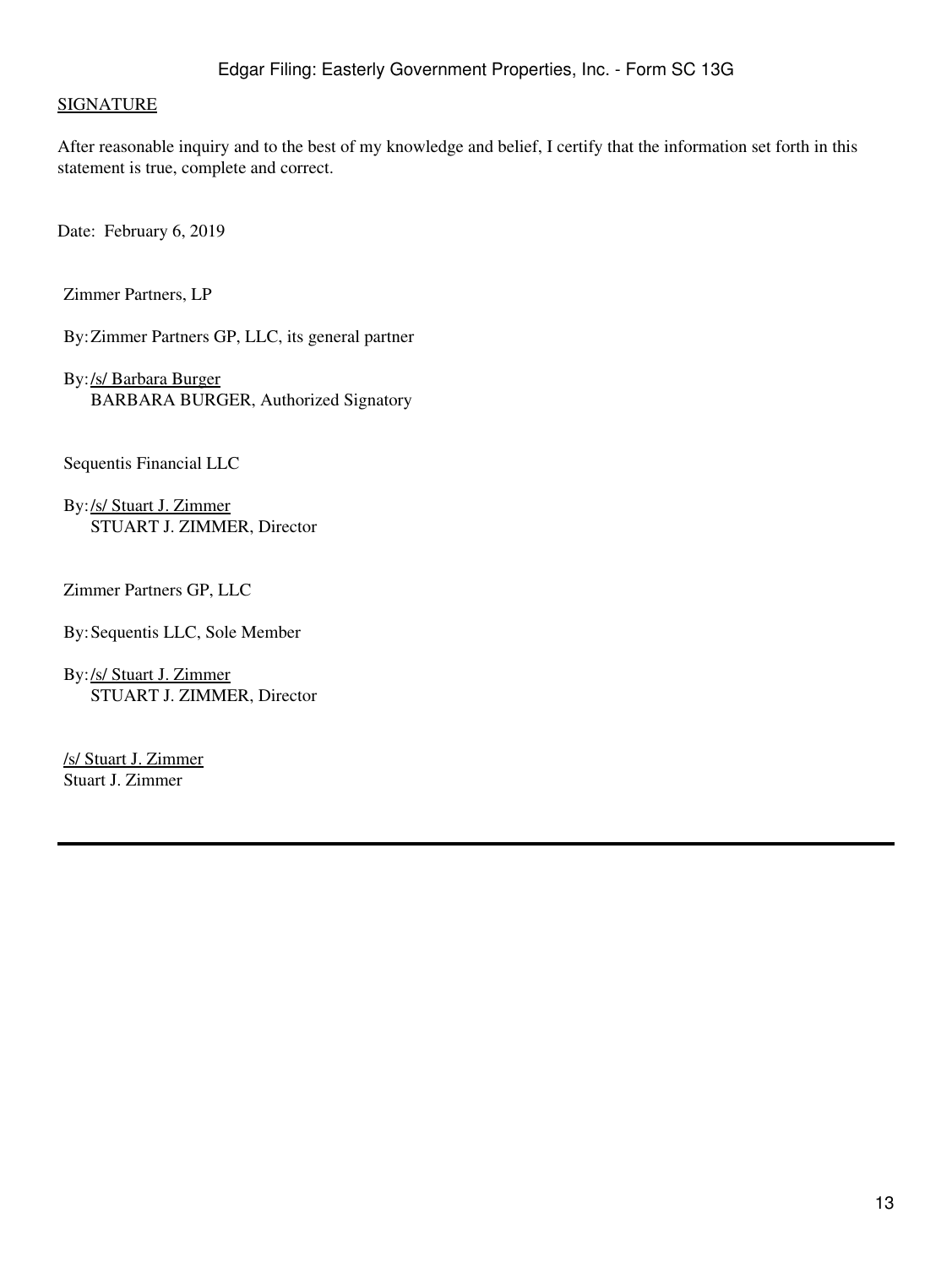SIGNATURE

After reasonable inquiry and to the best of my knowledge and belief, I certify that the information set forth in this statement is true, complete and correct.

Date: February 6, 2019

Zimmer Partners, LP

By: Zimmer Partners GP, LLC, its general partner

By: /s/ Barbara Burger
BARBARA BURGER, Authorized Signatory

Sequentis Financial LLC

By: /s/ Stuart J. Zimmer
STUART J. ZIMMER, Director

Zimmer Partners GP, LLC

By: Sequentis LLC, Sole Member

By: /s/ Stuart J. Zimmer
STUART J. ZIMMER, Director

/s/ Stuart J. Zimmer
Stuart J. Zimmer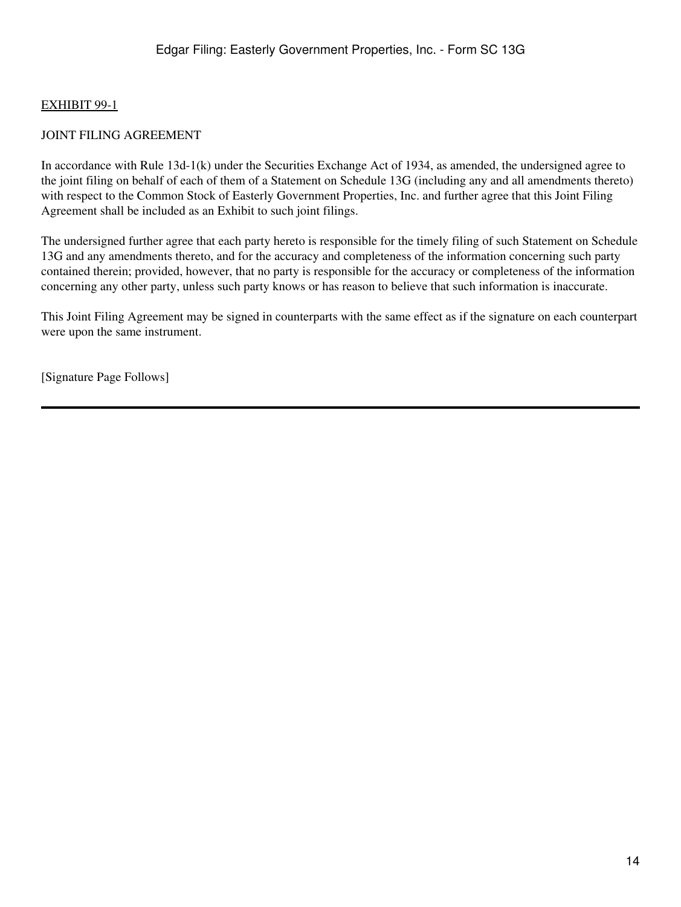EXHIBIT 99-1

JOINT FILING AGREEMENT

In accordance with Rule 13d-1(k) under the Securities Exchange Act of 1934, as amended, the undersigned agree to the joint filing on behalf of each of them of a Statement on Schedule 13G (including any and all amendments thereto) with respect to the Common Stock of Easterly Government Properties, Inc. and further agree that this Joint Filing Agreement shall be included as an Exhibit to such joint filings.

The undersigned further agree that each party hereto is responsible for the timely filing of such Statement on Schedule 13G and any amendments thereto, and for the accuracy and completeness of the information concerning such party contained therein; provided, however, that no party is responsible for the accuracy or completeness of the information concerning any other party, unless such party knows or has reason to believe that such information is inaccurate.

This Joint Filing Agreement may be signed in counterparts with the same effect as if the signature on each counterpart were upon the same instrument.

[Signature Page Follows]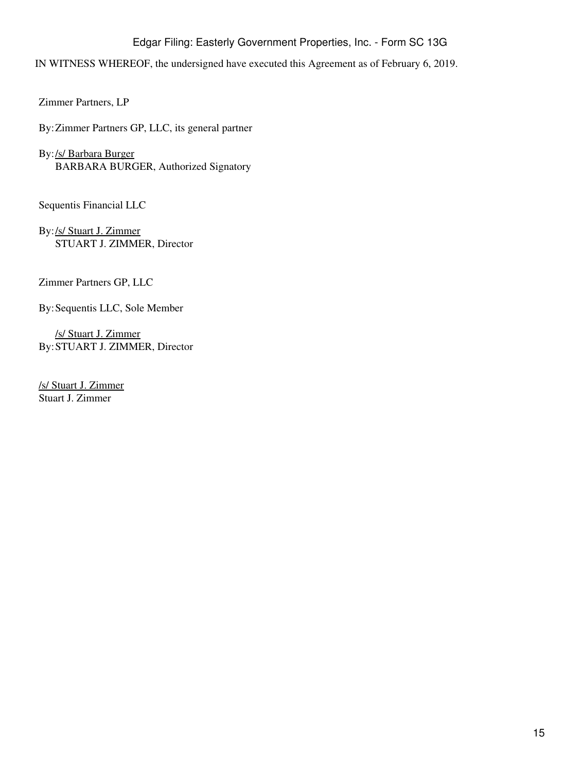IN WITNESS WHEREOF, the undersigned have executed this Agreement as of February 6, 2019.

Zimmer Partners, LP

By: Zimmer Partners GP, LLC, its general partner

By: /s/ Barbara Burger
BARBARA BURGER, Authorized Signatory

Sequentis Financial LLC

By: /s/ Stuart J. Zimmer
STUART J. ZIMMER, Director

Zimmer Partners GP, LLC

By: Sequentis LLC, Sole Member

/s/ Stuart J. Zimmer
By: STUART J. ZIMMER, Director

/s/ Stuart J. Zimmer
Stuart J. Zimmer